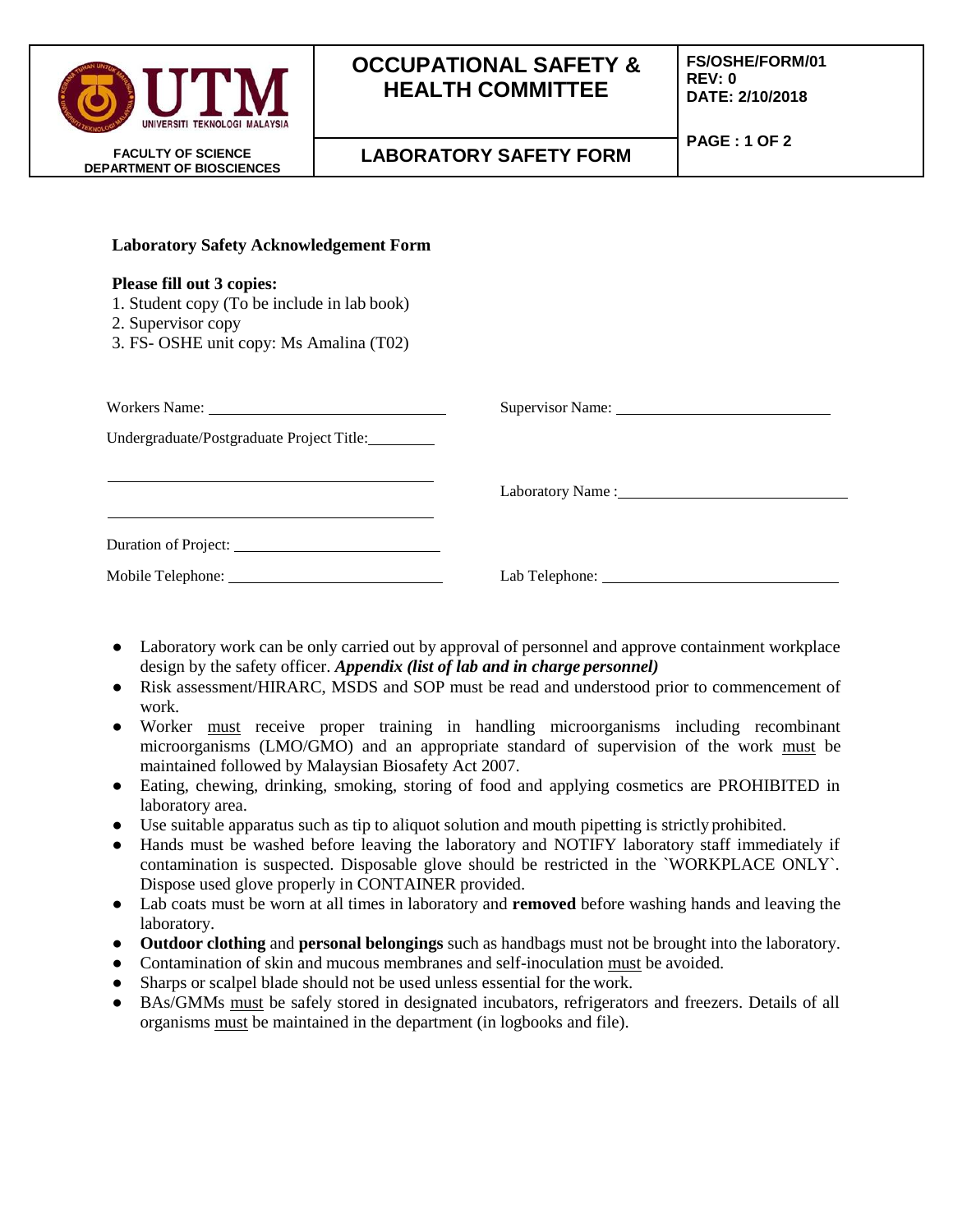| UNIVERSITI TEKNOLOGI MALAYSIA | **OCCUPATIONAL SAFETY & HEALTH COMMITTEE** | **FS/OSHE/FORM/01** **REV: 0** **DATE: 2/10/2018** |
|---|---|---|
| **FACULTY OF SCIENCE DEPARTMENT OF BIOSCIENCES** | **LABORATORY SAFETY FORM** | **PAGE : 1 OF 2** |

**Laboratory Safety Acknowledgement Form**

**Please fill out 3 copies:**

1. Student copy (To be include in lab book)
2. Supervisor copy
3. FS- OSHE unit copy: Ms Amalina (T02)

Workers Name: ______________________________ Supervisor Name: ______________________________

Undergraduate/Postgraduate Project Title: ________

______________________________________________ Laboratory Name : ______________________________

______________________________________________

Duration of Project: ______________________________

Mobile Telephone: ______________________________ Lab Telephone: ______________________________

- Laboratory work can be only carried out by approval of personnel and approve containment workplace design by the safety officer. ***Appendix (list of lab and in charge personnel)***
- Risk assessment/HIRARC, MSDS and SOP must be read and understood prior to commencement of work.
- Worker must receive proper training in handling microorganisms including recombinant microorganisms (LMO/GMO) and an appropriate standard of supervision of the work must be maintained followed by Malaysian Biosafety Act 2007.
- Eating, chewing, drinking, smoking, storing of food and applying cosmetics are PROHIBITED in laboratory area.
- Use suitable apparatus such as tip to aliquot solution and mouth pipetting is strictly prohibited.
- Hands must be washed before leaving the laboratory and NOTIFY laboratory staff immediately if contamination is suspected. Disposable glove should be restricted in the `WORKPLACE ONLY`. Dispose used glove properly in CONTAINER provided.
- Lab coats must be worn at all times in laboratory and **removed** before washing hands and leaving the laboratory.
- **Outdoor clothing** and **personal belongings** such as handbags must not be brought into the laboratory.
- Contamination of skin and mucous membranes and self-inoculation must be avoided.
- Sharps or scalpel blade should not be used unless essential for the work.
- BAs/GMMs must be safely stored in designated incubators, refrigerators and freezers. Details of all organisms must be maintained in the department (in logbooks and file).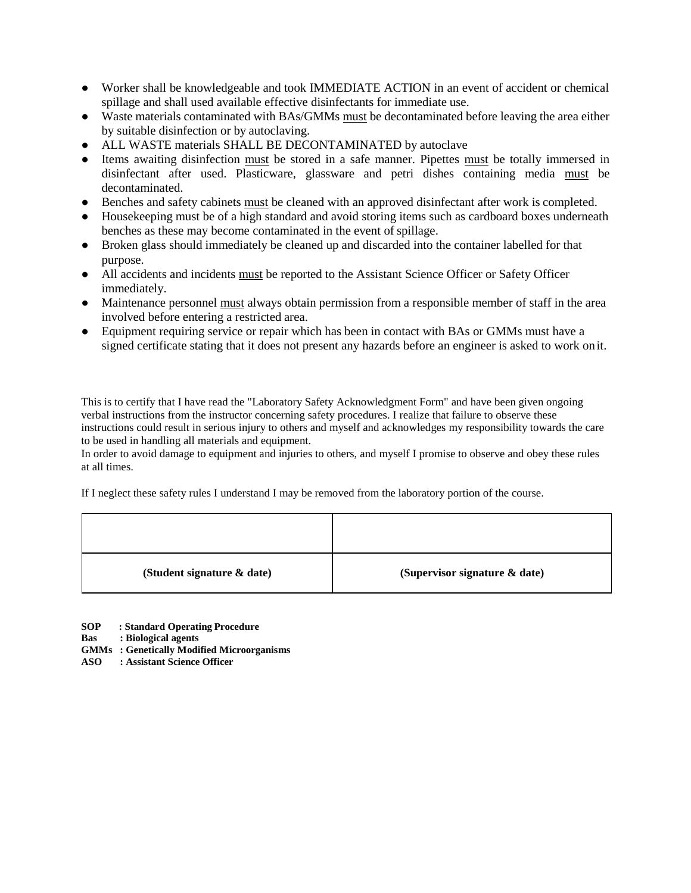- Worker shall be knowledgeable and took IMMEDIATE ACTION in an event of accident or chemical spillage and shall used available effective disinfectants for immediate use.
- Waste materials contaminated with BAs/GMMs <u>must</u> be decontaminated before leaving the area either by suitable disinfection or by autoclaving.
- ALL WASTE materials SHALL BE DECONTAMINATED by autoclave
- Items awaiting disinfection <u>must</u> be stored in a safe manner. Pipettes <u>must</u> be totally immersed in disinfectant after used. Plasticware, glassware and petri dishes containing media <u>must</u> be decontaminated.
- Benches and safety cabinets <u>must</u> be cleaned with an approved disinfectant after work is completed.
- Housekeeping must be of a high standard and avoid storing items such as cardboard boxes underneath benches as these may become contaminated in the event of spillage.
- Broken glass should immediately be cleaned up and discarded into the container labelled for that purpose.
- All accidents and incidents <u>must</u> be reported to the Assistant Science Officer or Safety Officer immediately.
- Maintenance personnel <u>must</u> always obtain permission from a responsible member of staff in the area involved before entering a restricted area.
- Equipment requiring service or repair which has been in contact with BAs or GMMs must have a signed certificate stating that it does not present any hazards before an engineer is asked to work on it.

This is to certify that I have read the "Laboratory Safety Acknowledgment Form" and have been given ongoing verbal instructions from the instructor concerning safety procedures. I realize that failure to observe these instructions could result in serious injury to others and myself and acknowledges my responsibility towards the care to be used in handling all materials and equipment.
In order to avoid damage to equipment and injuries to others, and myself I promise to observe and obey these rules at all times.

If I neglect these safety rules I understand I may be removed from the laboratory portion of the course.

| | |
|---|---|
| | |
| **(Student signature & date)** | **(Supervisor signature & date)** |

**SOP : Standard Operating Procedure**
**Bas : Biological agents**
**GMMs : Genetically Modified Microorganisms**
**ASO : Assistant Science Officer**